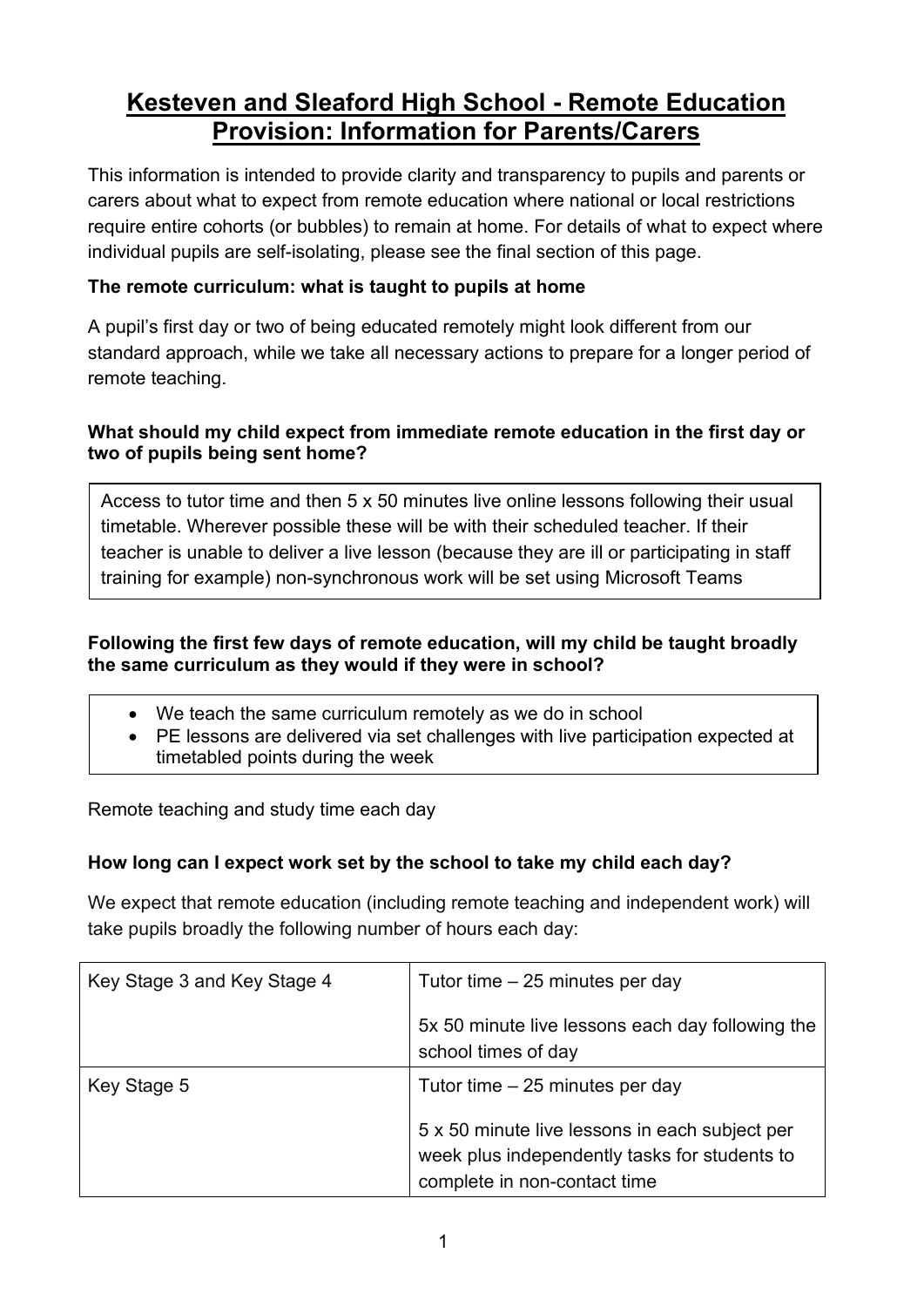# Kesteven and Sleaford High School - Remote Education Provision: Information for Parents/Carers

This information is intended to provide clarity and transparency to pupils and parents or carers about what to expect from remote education where national or local restrictions require entire cohorts (or bubbles) to remain at home. For details of what to expect where individual pupils are self-isolating, please see the final section of this page.

### The remote curriculum: what is taught to pupils at home

A pupil's first day or two of being educated remotely might look different from our standard approach, while we take all necessary actions to prepare for a longer period of remote teaching.

### What should my child expect from immediate remote education in the first day or two of pupils being sent home?

Access to tutor time and then 5 x 50 minutes live online lessons following their usual timetable. Wherever possible these will be with their scheduled teacher. If their teacher is unable to deliver a live lesson (because they are ill or participating in staff training for example) non-synchronous work will be set using Microsoft Teams

### Following the first few days of remote education, will my child be taught broadly the same curriculum as they would if they were in school?

- We teach the same curriculum remotely as we do in school
- PE lessons are delivered via set challenges with live participation expected at timetabled points during the week

Remote teaching and study time each day

### How long can I expect work set by the school to take my child each day?

We expect that remote education (including remote teaching and independent work) will take pupils broadly the following number of hours each day:

| | |
|---|---|
| Key Stage 3 and Key Stage 4 | Tutor time – 25 minutes per day<br><br>5x 50 minute live lessons each day following the school times of day |
| Key Stage 5 | Tutor time – 25 minutes per day<br><br>5 x 50 minute live lessons in each subject per week plus independently tasks for students to complete in non-contact time |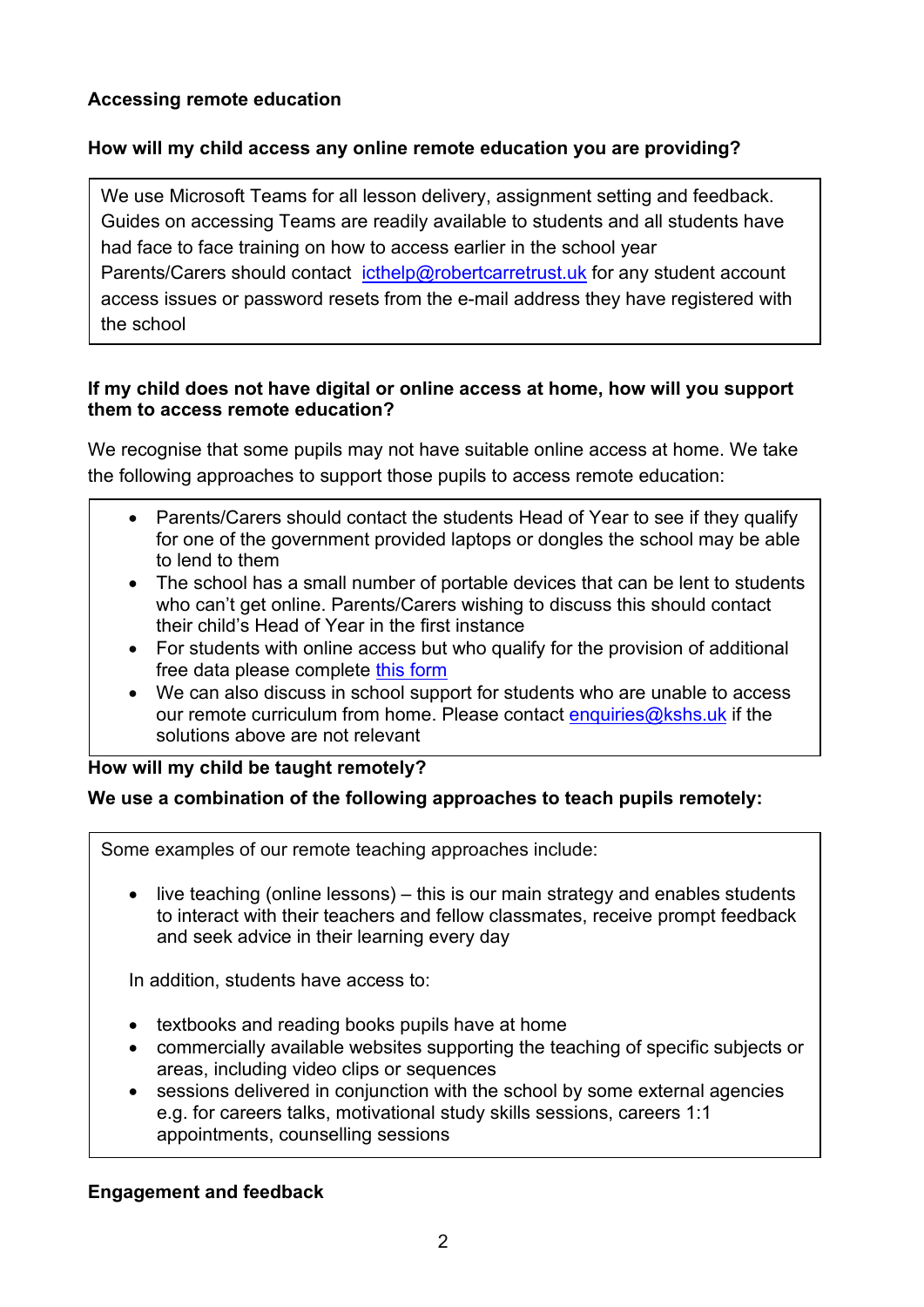**Accessing remote education**

**How will my child access any online remote education you are providing?**

We use Microsoft Teams for all lesson delivery, assignment setting and feedback. Guides on accessing Teams are readily available to students and all students have had face to face training on how to access earlier in the school year
Parents/Carers should contact icthelp@robertcarretrust.uk for any student account access issues or password resets from the e-mail address they have registered with the school

**If my child does not have digital or online access at home, how will you support them to access remote education?**

We recognise that some pupils may not have suitable online access at home. We take the following approaches to support those pupils to access remote education:

- Parents/Carers should contact the students Head of Year to see if they qualify for one of the government provided laptops or dongles the school may be able to lend to them
- The school has a small number of portable devices that can be lent to students who can't get online. Parents/Carers wishing to discuss this should contact their child's Head of Year in the first instance
- For students with online access but who qualify for the provision of additional free data please complete this form
- We can also discuss in school support for students who are unable to access our remote curriculum from home. Please contact enquiries@kshs.uk if the solutions above are not relevant

**How will my child be taught remotely?**

**We use a combination of the following approaches to teach pupils remotely:**

Some examples of our remote teaching approaches include:

- live teaching (online lessons) – this is our main strategy and enables students to interact with their teachers and fellow classmates, receive prompt feedback and seek advice in their learning every day

In addition, students have access to:

- textbooks and reading books pupils have at home
- commercially available websites supporting the teaching of specific subjects or areas, including video clips or sequences
- sessions delivered in conjunction with the school by some external agencies e.g. for careers talks, motivational study skills sessions, careers 1:1 appointments, counselling sessions

**Engagement and feedback**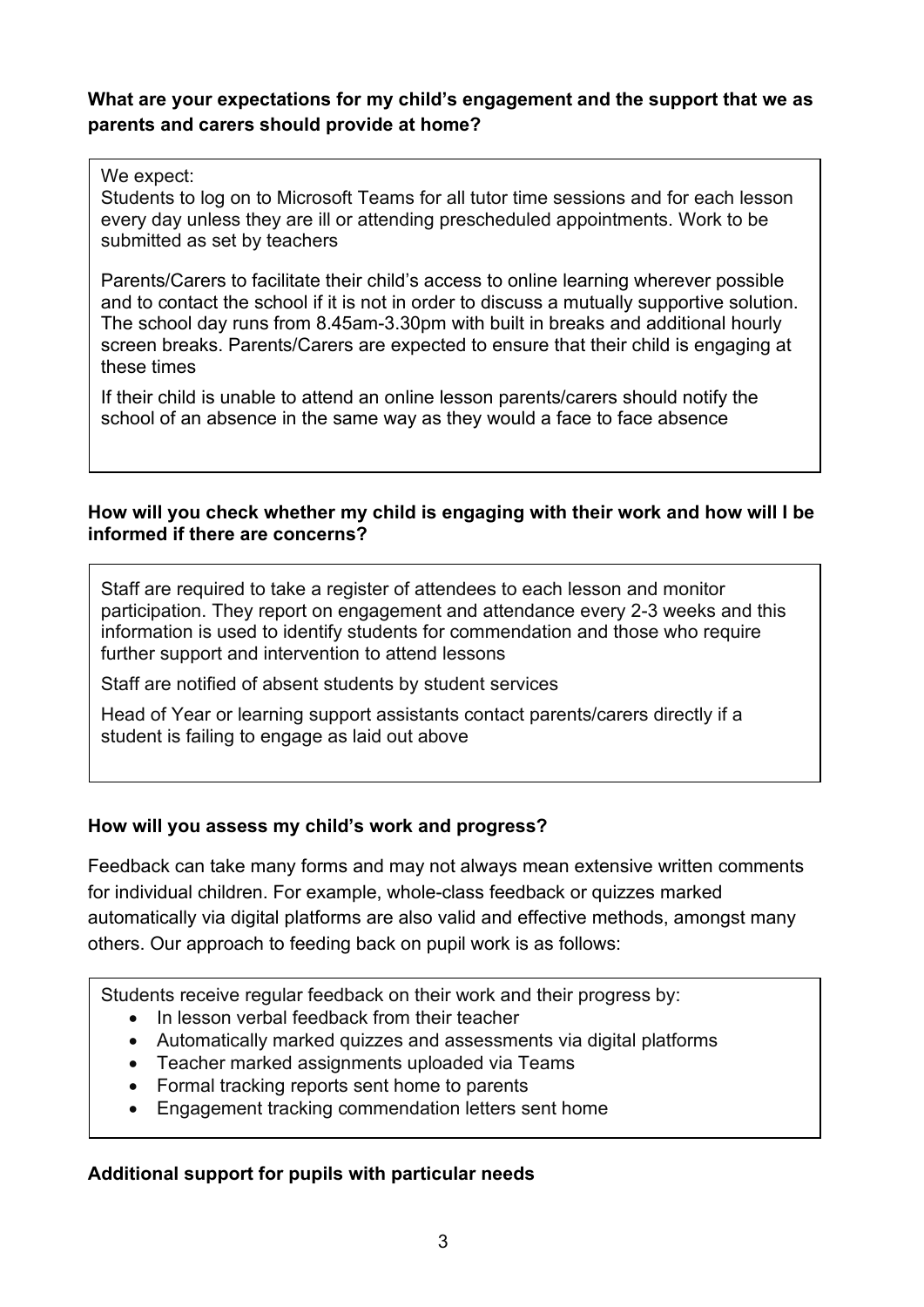**What are your expectations for my child's engagement and the support that we as parents and carers should provide at home?**

We expect:
Students to log on to Microsoft Teams for all tutor time sessions and for each lesson every day unless they are ill or attending prescheduled appointments. Work to be submitted as set by teachers

Parents/Carers to facilitate their child's access to online learning wherever possible and to contact the school if it is not in order to discuss a mutually supportive solution. The school day runs from 8.45am-3.30pm with built in breaks and additional hourly screen breaks. Parents/Carers are expected to ensure that their child is engaging at these times

If their child is unable to attend an online lesson parents/carers should notify the school of an absence in the same way as they would a face to face absence

**How will you check whether my child is engaging with their work and how will I be informed if there are concerns?**

Staff are required to take a register of attendees to each lesson and monitor participation. They report on engagement and attendance every 2-3 weeks and this information is used to identify students for commendation and those who require further support and intervention to attend lessons

Staff are notified of absent students by student services

Head of Year or learning support assistants contact parents/carers directly if a student is failing to engage as laid out above

**How will you assess my child's work and progress?**

Feedback can take many forms and may not always mean extensive written comments for individual children. For example, whole-class feedback or quizzes marked automatically via digital platforms are also valid and effective methods, amongst many others. Our approach to feeding back on pupil work is as follows:

Students receive regular feedback on their work and their progress by:

- In lesson verbal feedback from their teacher
- Automatically marked quizzes and assessments via digital platforms
- Teacher marked assignments uploaded via Teams
- Formal tracking reports sent home to parents
- Engagement tracking commendation letters sent home

**Additional support for pupils with particular needs**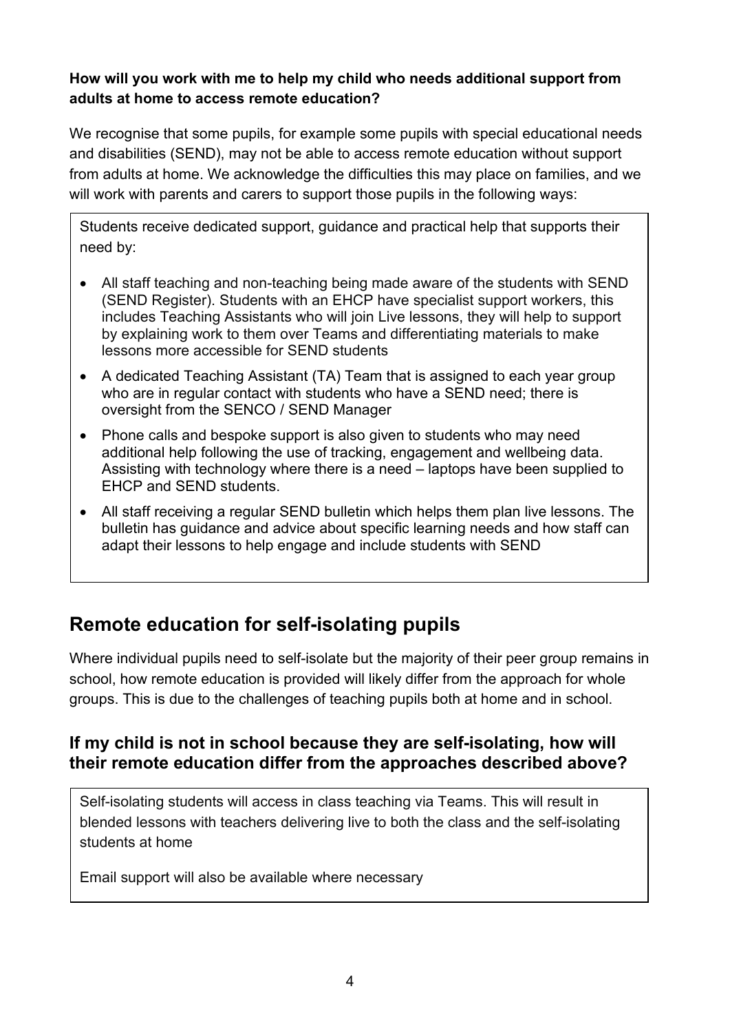**How will you work with me to help my child who needs additional support from adults at home to access remote education?**

We recognise that some pupils, for example some pupils with special educational needs and disabilities (SEND), may not be able to access remote education without support from adults at home. We acknowledge the difficulties this may place on families, and we will work with parents and carers to support those pupils in the following ways:

Students receive dedicated support, guidance and practical help that supports their need by:

- All staff teaching and non-teaching being made aware of the students with SEND (SEND Register). Students with an EHCP have specialist support workers, this includes Teaching Assistants who will join Live lessons, they will help to support by explaining work to them over Teams and differentiating materials to make lessons more accessible for SEND students
- A dedicated Teaching Assistant (TA) Team that is assigned to each year group who are in regular contact with students who have a SEND need; there is oversight from the SENCO / SEND Manager
- Phone calls and bespoke support is also given to students who may need additional help following the use of tracking, engagement and wellbeing data. Assisting with technology where there is a need – laptops have been supplied to EHCP and SEND students.
- All staff receiving a regular SEND bulletin which helps them plan live lessons. The bulletin has guidance and advice about specific learning needs and how staff can adapt their lessons to help engage and include students with SEND

## Remote education for self-isolating pupils

Where individual pupils need to self-isolate but the majority of their peer group remains in school, how remote education is provided will likely differ from the approach for whole groups. This is due to the challenges of teaching pupils both at home and in school.

### If my child is not in school because they are self-isolating, how will their remote education differ from the approaches described above?

Self-isolating students will access in class teaching via Teams. This will result in blended lessons with teachers delivering live to both the class and the self-isolating students at home

Email support will also be available where necessary